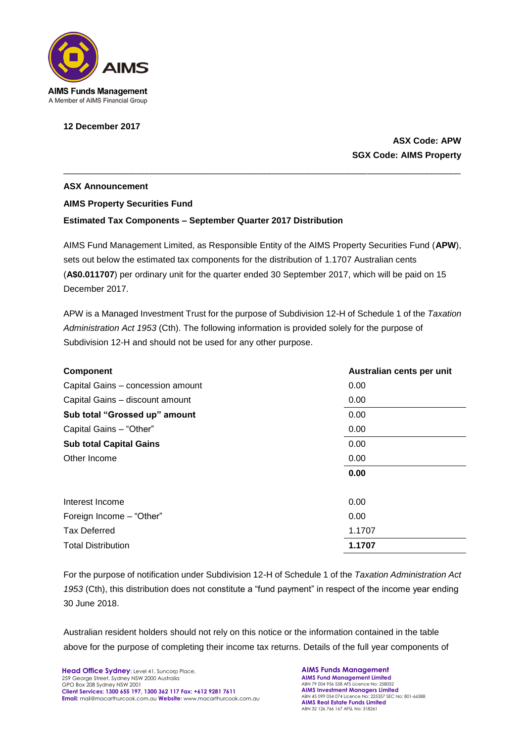AIMS Funds Management
A Member of AIMS Financial Group

**12 December 2017**

**ASX Code: APW**
**SGX Code: AIMS Property**

---

**ASX Announcement**

**AIMS Property Securities Fund**

**Estimated Tax Components – September Quarter 2017 Distribution**

AIMS Fund Management Limited, as Responsible Entity of the AIMS Property Securities Fund (**APW**), sets out below the estimated tax components for the distribution of 1.1707 Australian cents (**A$0.011707**) per ordinary unit for the quarter ended 30 September 2017, which will be paid on 15 December 2017.

APW is a Managed Investment Trust for the purpose of Subdivision 12-H of Schedule 1 of the *Taxation Administration Act 1953* (Cth). The following information is provided solely for the purpose of Subdivision 12-H and should not be used for any other purpose.

| **Component** | **Australian cents per unit** |
|---|---|
| Capital Gains – concession amount | 0.00 |
| Capital Gains – discount amount | 0.00 |
| **Sub total "Grossed up" amount** | 0.00 |
| Capital Gains – "Other" | 0.00 |
| **Sub total Capital Gains** | 0.00 |
| Other Income | 0.00 |
| | **0.00** |
| | |
| Interest Income | 0.00 |
| Foreign Income – "Other" | 0.00 |
| Tax Deferred | 1.1707 |
| Total Distribution | **1.1707** |

For the purpose of notification under Subdivision 12-H of Schedule 1 of the *Taxation Administration Act 1953* (Cth), this distribution does not constitute a "fund payment" in respect of the income year ending 30 June 2018.

Australian resident holders should not rely on this notice or the information contained in the table above for the purpose of completing their income tax returns. Details of the full year components of

**Head Office Sydney**: Level 41, Suncorp Place, 259 George Street, Sydney NSW 2000 Australia
GPO Box 208 Sydney NSW 2001
**Client Services: 1300 655 197, 1300 362 117 Fax: +612 9281 7611**
**Email:** mail@macarthurcook.com.au **Website:** www.macarthurcook.com.au

**AIMS Funds Management**
**AIMS Fund Management Limited**
ABN 79 004 956 558 AFS Licence No: 258052
**AIMS Investment Managers Limited**
ABN 45 099 054 074 Licence No: 225357 SEC No: 801-66388
**AIMS Real Estate Funds Limited**
ABN 32 126 766 167 AFSL No: 318261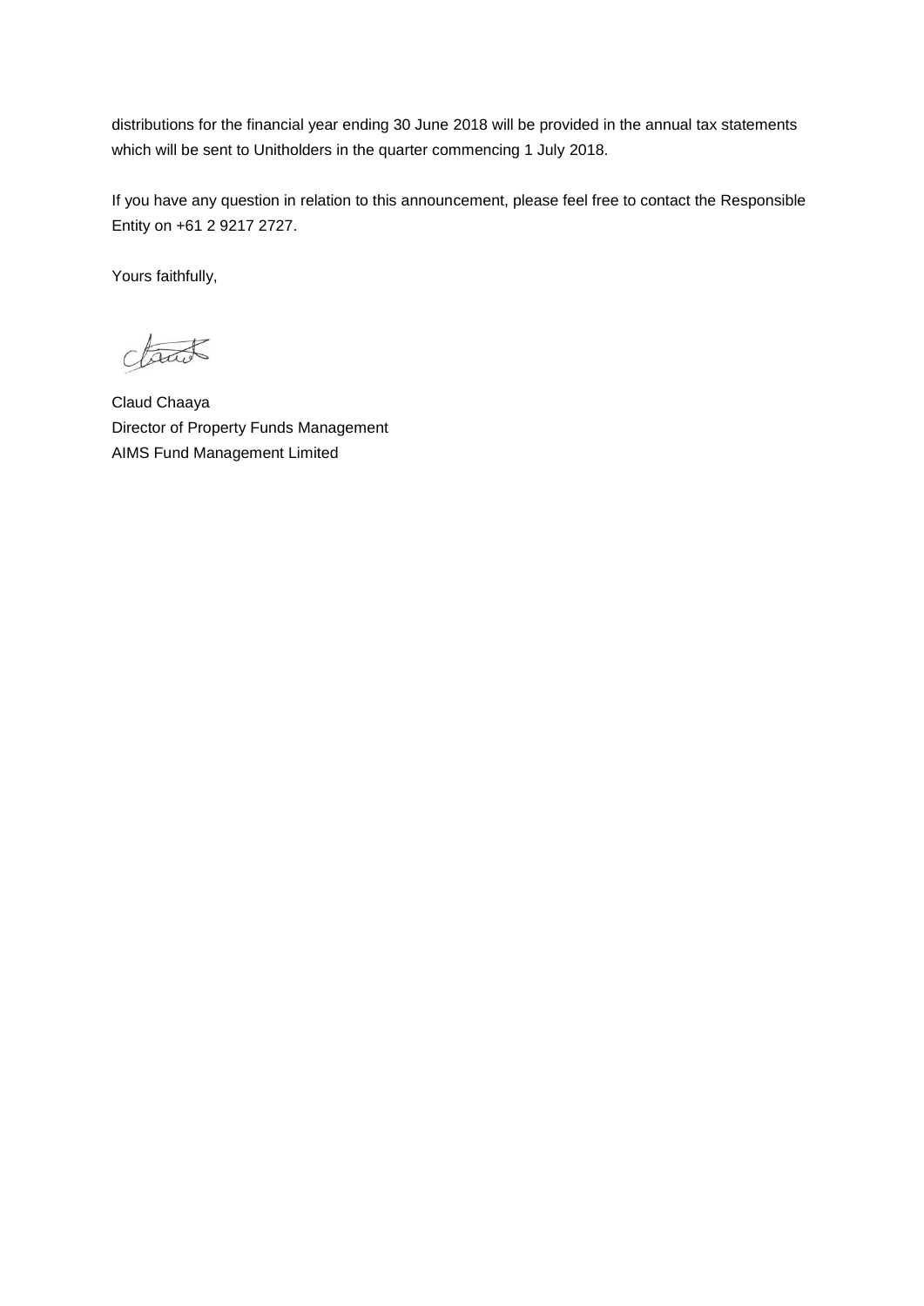distributions for the financial year ending 30 June 2018 will be provided in the annual tax statements which will be sent to Unitholders in the quarter commencing 1 July 2018.

If you have any question in relation to this announcement, please feel free to contact the Responsible Entity on +61 2 9217 2727.

Yours faithfully,

Claud Chaaya
Director of Property Funds Management
AIMS Fund Management Limited